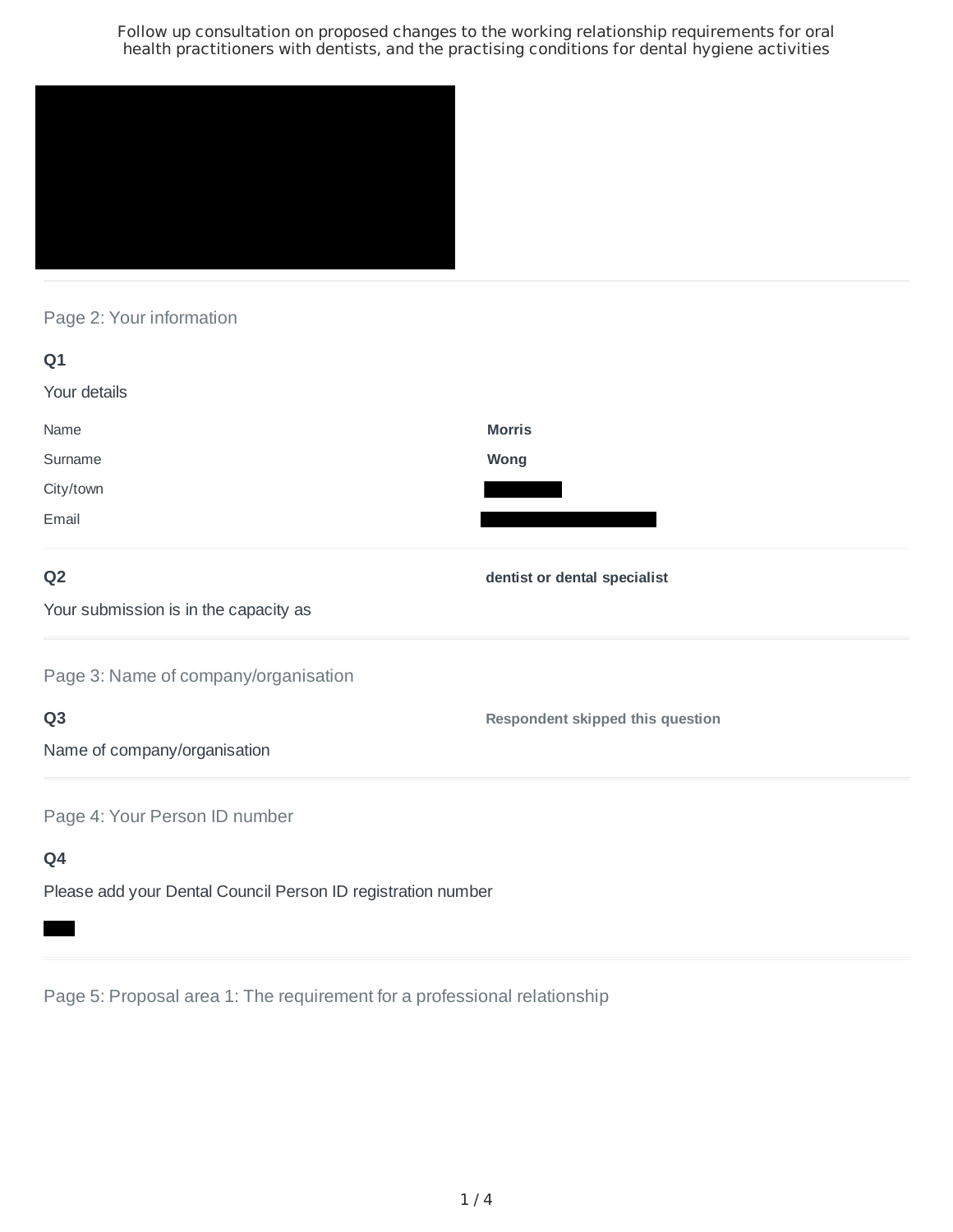Follow up consultation on proposed changes to the working relationship requirements for oral health practitioners with dentists, and the practising conditions for dental hygiene activities

## Page 2: Your information

**Q1**

Your details

| | |
|---|---|
| Name | **Morris** |
| Surname | **Wong** |
| City/town | |
| Email | |

**Q2**

Your submission is in the capacity as

**dentist or dental specialist**

## Page 3: Name of company/organisation

**Q3**

Name of company/organisation

**Respondent skipped this question**

## Page 4: Your Person ID number

**Q4**

Please add your Dental Council Person ID registration number

## Page 5: Proposal area 1: The requirement for a professional relationship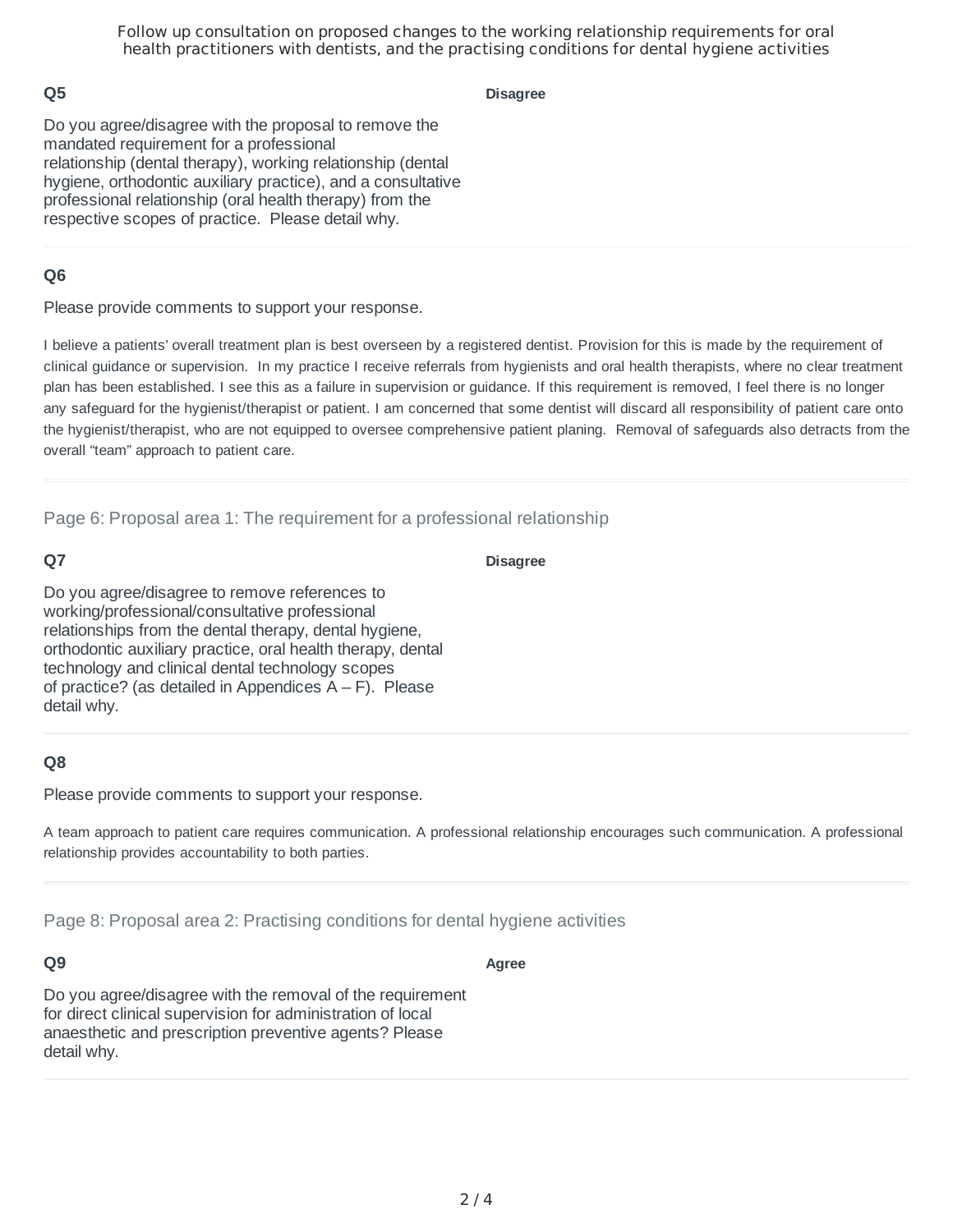### Q5

Do you agree/disagree with the proposal to remove the mandated requirement for a professional relationship (dental therapy), working relationship (dental hygiene, orthodontic auxiliary practice), and a consultative professional relationship (oral health therapy) from the respective scopes of practice. Please detail why.

**Disagree**

### Q6

Please provide comments to support your response.

I believe a patients' overall treatment plan is best overseen by a registered dentist. Provision for this is made by the requirement of clinical guidance or supervision. In my practice I receive referrals from hygienists and oral health therapists, where no clear treatment plan has been established. I see this as a failure in supervision or guidance. If this requirement is removed, I feel there is no longer any safeguard for the hygienist/therapist or patient. I am concerned that some dentist will discard all responsibility of patient care onto the hygienist/therapist, who are not equipped to oversee comprehensive patient planing. Removal of safeguards also detracts from the overall “team” approach to patient care.

## Page 6: Proposal area 1: The requirement for a professional relationship

### Q7

Do you agree/disagree to remove references to working/professional/consultative professional relationships from the dental therapy, dental hygiene, orthodontic auxiliary practice, oral health therapy, dental technology and clinical dental technology scopes of practice? (as detailed in Appendices A – F). Please detail why.

**Disagree**

### Q8

Please provide comments to support your response.

A team approach to patient care requires communication. A professional relationship encourages such communication. A professional relationship provides accountability to both parties.

## Page 8: Proposal area 2: Practising conditions for dental hygiene activities

### Q9

Do you agree/disagree with the removal of the requirement for direct clinical supervision for administration of local anaesthetic and prescription preventive agents? Please detail why.

**Agree**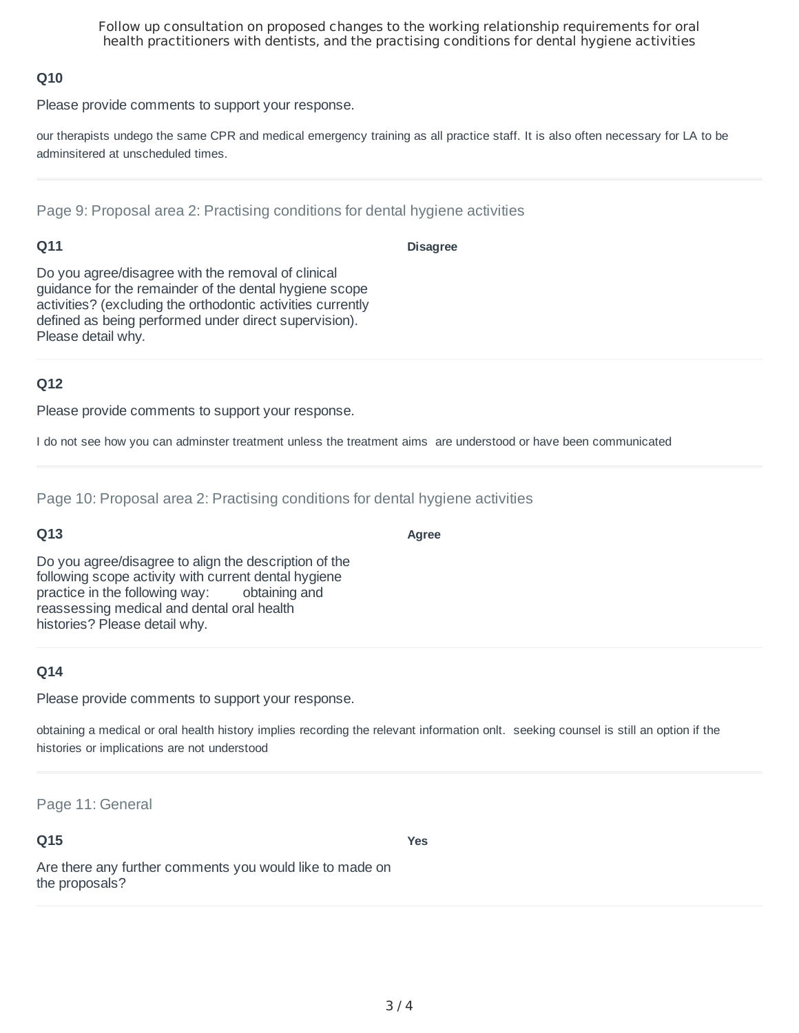### Q10

Please provide comments to support your response.

our therapists undego the same CPR and medical emergency training as all practice staff. It is also often necessary for LA to be adminsitered at unscheduled times.

---

## Page 9: Proposal area 2: Practising conditions for dental hygiene activities

### Q11

Do you agree/disagree with the removal of clinical guidance for the remainder of the dental hygiene scope activities? (excluding the orthodontic activities currently defined as being performed under direct supervision). Please detail why.

**Disagree**

### Q12

Please provide comments to support your response.

I do not see how you can adminster treatment unless the treatment aims are understood or have been communicated

---

## Page 10: Proposal area 2: Practising conditions for dental hygiene activities

### Q13

Do you agree/disagree to align the description of the following scope activity with current dental hygiene practice in the following way: obtaining and reassessing medical and dental oral health histories? Please detail why.

**Agree**

### Q14

Please provide comments to support your response.

obtaining a medical or oral health history implies recording the relevant information onlt. seeking counsel is still an option if the histories or implications are not understood

---

## Page 11: General

### Q15

Are there any further comments you would like to made on the proposals?

**Yes**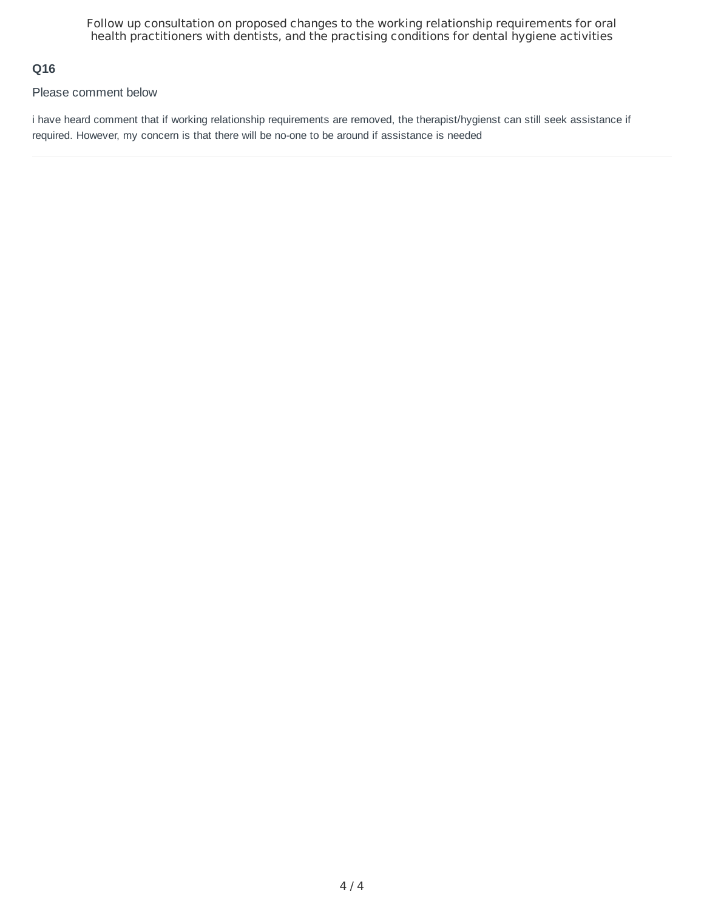**Q16**

Please comment below

i have heard comment that if working relationship requirements are removed, the therapist/hygienst can still seek assistance if required. However, my concern is that there will be no-one to be around if assistance is needed